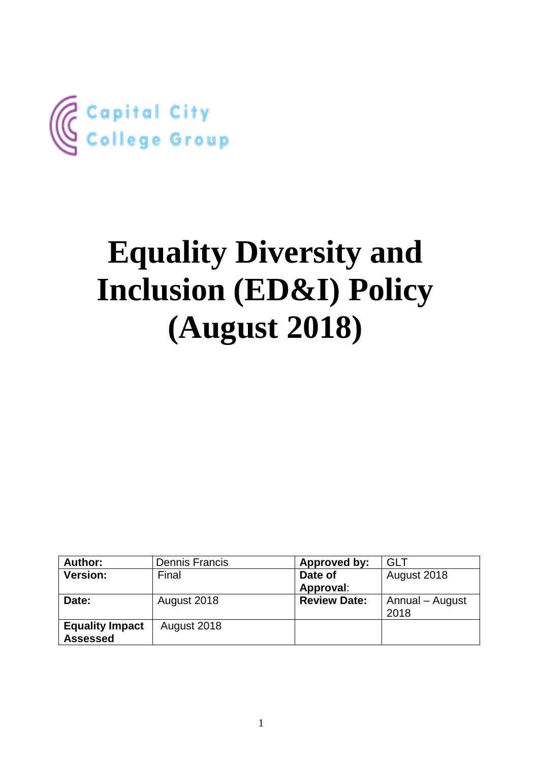Capital City College Group

# Equality Diversity and Inclusion (ED&I) Policy (August 2018)

| **Author:** | Dennis Francis | **Approved by:** | GLT |
|---|---|---|---|
| **Version:** | Final | **Date of Approval**: | August 2018 |
| **Date:** | August 2018 | **Review Date:** | Annual – August 2018 |
| **Equality Impact Assessed** | August 2018 | | |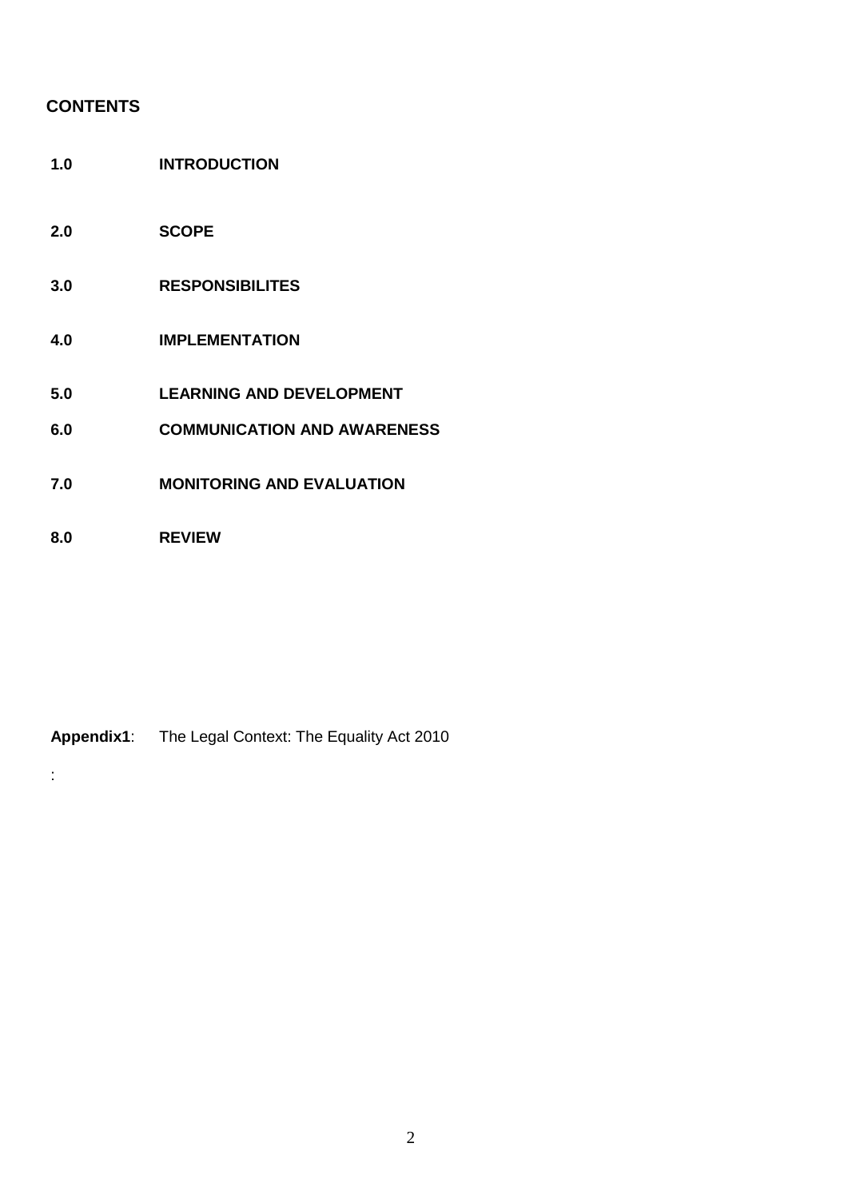## CONTENTS

| | |
|---|---|
| **1.0** | **INTRODUCTION** |
| **2.0** | **SCOPE** |
| **3.0** | **RESPONSIBILITES** |
| **4.0** | **IMPLEMENTATION** |
| **5.0** | **LEARNING AND DEVELOPMENT** |
| **6.0** | **COMMUNICATION AND AWARENESS** |
| **7.0** | **MONITORING AND EVALUATION** |
| **8.0** | **REVIEW** |

**Appendix1**: The Legal Context: The Equality Act 2010

: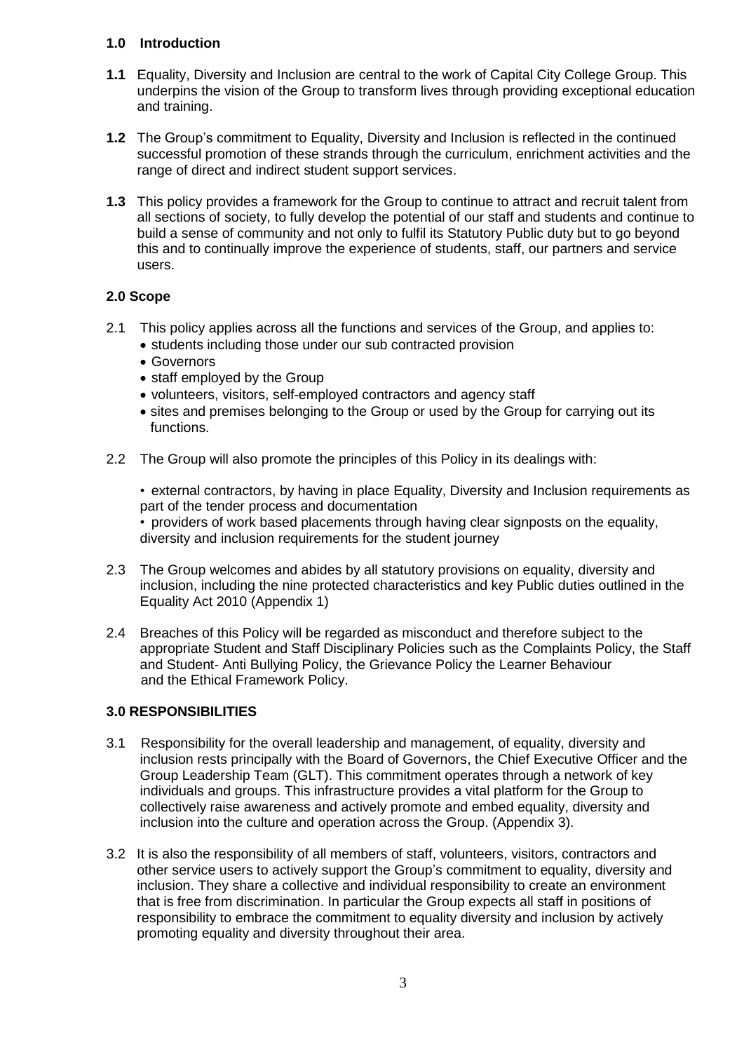## 1.0 Introduction

**1.1** Equality, Diversity and Inclusion are central to the work of Capital City College Group. This underpins the vision of the Group to transform lives through providing exceptional education and training.

**1.2** The Group's commitment to Equality, Diversity and Inclusion is reflected in the continued successful promotion of these strands through the curriculum, enrichment activities and the range of direct and indirect student support services.

**1.3** This policy provides a framework for the Group to continue to attract and recruit talent from all sections of society, to fully develop the potential of our staff and students and continue to build a sense of community and not only to fulfil its Statutory Public duty but to go beyond this and to continually improve the experience of students, staff, our partners and service users.

## 2.0 Scope

2.1 This policy applies across all the functions and services of the Group, and applies to:

- students including those under our sub contracted provision
- Governors
- staff employed by the Group
- volunteers, visitors, self-employed contractors and agency staff
- sites and premises belonging to the Group or used by the Group for carrying out its functions.

2.2 The Group will also promote the principles of this Policy in its dealings with:

- external contractors, by having in place Equality, Diversity and Inclusion requirements as part of the tender process and documentation
- providers of work based placements through having clear signposts on the equality, diversity and inclusion requirements for the student journey

2.3 The Group welcomes and abides by all statutory provisions on equality, diversity and inclusion, including the nine protected characteristics and key Public duties outlined in the Equality Act 2010 (Appendix 1)

2.4 Breaches of this Policy will be regarded as misconduct and therefore subject to the appropriate Student and Staff Disciplinary Policies such as the Complaints Policy, the Staff and Student- Anti Bullying Policy, the Grievance Policy the Learner Behaviour and the Ethical Framework Policy.

## 3.0 RESPONSIBILITIES

3.1 Responsibility for the overall leadership and management, of equality, diversity and inclusion rests principally with the Board of Governors, the Chief Executive Officer and the Group Leadership Team (GLT). This commitment operates through a network of key individuals and groups. This infrastructure provides a vital platform for the Group to collectively raise awareness and actively promote and embed equality, diversity and inclusion into the culture and operation across the Group. (Appendix 3).

3.2 It is also the responsibility of all members of staff, volunteers, visitors, contractors and other service users to actively support the Group's commitment to equality, diversity and inclusion. They share a collective and individual responsibility to create an environment that is free from discrimination. In particular the Group expects all staff in positions of responsibility to embrace the commitment to equality diversity and inclusion by actively promoting equality and diversity throughout their area.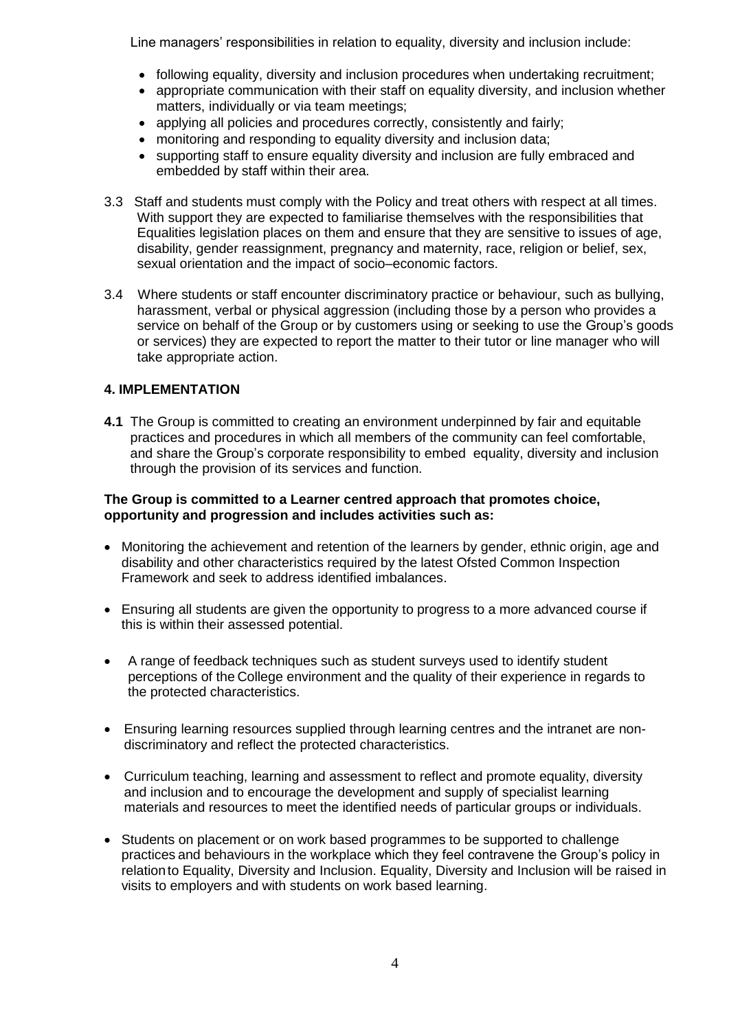Line managers' responsibilities in relation to equality, diversity and inclusion include:

- following equality, diversity and inclusion procedures when undertaking recruitment;
- appropriate communication with their staff on equality diversity, and inclusion whether matters, individually or via team meetings;
- applying all policies and procedures correctly, consistently and fairly;
- monitoring and responding to equality diversity and inclusion data;
- supporting staff to ensure equality diversity and inclusion are fully embraced and embedded by staff within their area.

3.3 Staff and students must comply with the Policy and treat others with respect at all times. With support they are expected to familiarise themselves with the responsibilities that Equalities legislation places on them and ensure that they are sensitive to issues of age, disability, gender reassignment, pregnancy and maternity, race, religion or belief, sex, sexual orientation and the impact of socio–economic factors.

3.4 Where students or staff encounter discriminatory practice or behaviour, such as bullying, harassment, verbal or physical aggression (including those by a person who provides a service on behalf of the Group or by customers using or seeking to use the Group's goods or services) they are expected to report the matter to their tutor or line manager who will take appropriate action.

## 4. IMPLEMENTATION

**4.1** The Group is committed to creating an environment underpinned by fair and equitable practices and procedures in which all members of the community can feel comfortable, and share the Group's corporate responsibility to embed equality, diversity and inclusion through the provision of its services and function.

**The Group is committed to a Learner centred approach that promotes choice, opportunity and progression and includes activities such as:**

- Monitoring the achievement and retention of the learners by gender, ethnic origin, age and disability and other characteristics required by the latest Ofsted Common Inspection Framework and seek to address identified imbalances.

- Ensuring all students are given the opportunity to progress to a more advanced course if this is within their assessed potential.

- A range of feedback techniques such as student surveys used to identify student perceptions of the College environment and the quality of their experience in regards to the protected characteristics.

- Ensuring learning resources supplied through learning centres and the intranet are non-discriminatory and reflect the protected characteristics.

- Curriculum teaching, learning and assessment to reflect and promote equality, diversity and inclusion and to encourage the development and supply of specialist learning materials and resources to meet the identified needs of particular groups or individuals.

- Students on placement or on work based programmes to be supported to challenge practices and behaviours in the workplace which they feel contravene the Group's policy in relation to Equality, Diversity and Inclusion. Equality, Diversity and Inclusion will be raised in visits to employers and with students on work based learning.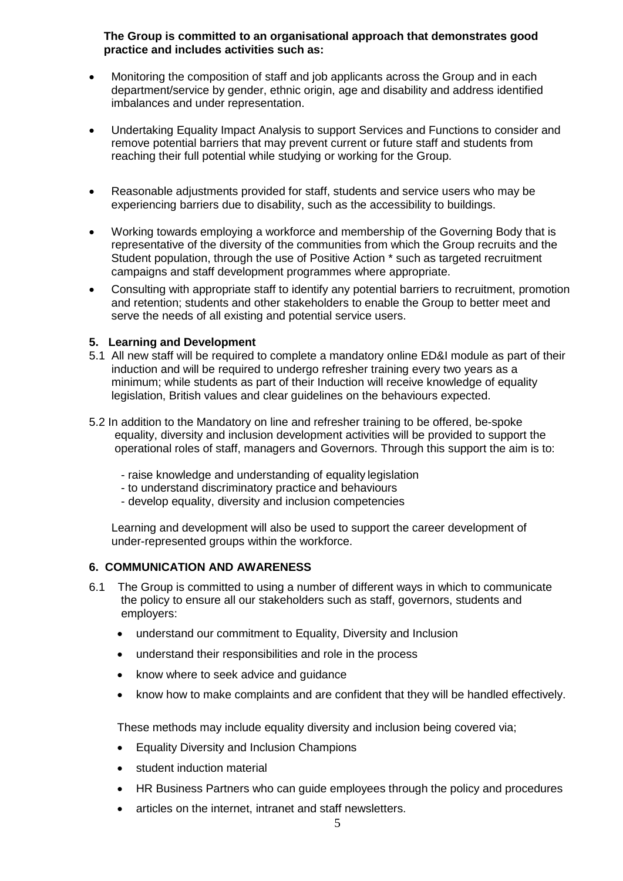**The Group is committed to an organisational approach that demonstrates good practice and includes activities such as:**

- Monitoring the composition of staff and job applicants across the Group and in each department/service by gender, ethnic origin, age and disability and address identified imbalances and under representation.
- Undertaking Equality Impact Analysis to support Services and Functions to consider and remove potential barriers that may prevent current or future staff and students from reaching their full potential while studying or working for the Group.
- Reasonable adjustments provided for staff, students and service users who may be experiencing barriers due to disability, such as the accessibility to buildings.
- Working towards employing a workforce and membership of the Governing Body that is representative of the diversity of the communities from which the Group recruits and the Student population, through the use of Positive Action * such as targeted recruitment campaigns and staff development programmes where appropriate.
- Consulting with appropriate staff to identify any potential barriers to recruitment, promotion and retention; students and other stakeholders to enable the Group to better meet and serve the needs of all existing and potential service users.

## 5. Learning and Development

5.1 All new staff will be required to complete a mandatory online ED&I module as part of their induction and will be required to undergo refresher training every two years as a minimum; while students as part of their Induction will receive knowledge of equality legislation, British values and clear guidelines on the behaviours expected.

5.2 In addition to the Mandatory on line and refresher training to be offered, be-spoke equality, diversity and inclusion development activities will be provided to support the operational roles of staff, managers and Governors. Through this support the aim is to:

- raise knowledge and understanding of equality legislation
- to understand discriminatory practice and behaviours
- develop equality, diversity and inclusion competencies

Learning and development will also be used to support the career development of under-represented groups within the workforce.

## 6. COMMUNICATION AND AWARENESS

6.1 The Group is committed to using a number of different ways in which to communicate the policy to ensure all our stakeholders such as staff, governors, students and employers:

- understand our commitment to Equality, Diversity and Inclusion
- understand their responsibilities and role in the process
- know where to seek advice and guidance
- know how to make complaints and are confident that they will be handled effectively.

These methods may include equality diversity and inclusion being covered via;

- Equality Diversity and Inclusion Champions
- student induction material
- HR Business Partners who can guide employees through the policy and procedures
- articles on the internet, intranet and staff newsletters.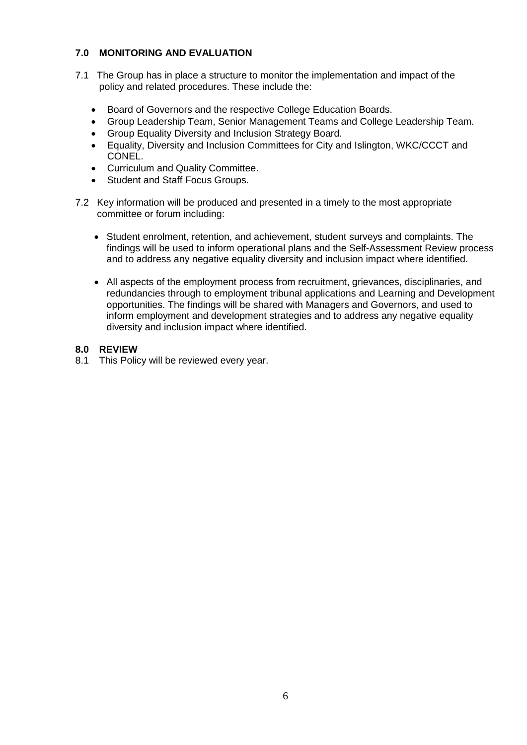## 7.0 MONITORING AND EVALUATION

7.1 The Group has in place a structure to monitor the implementation and impact of the policy and related procedures. These include the:

- Board of Governors and the respective College Education Boards.
- Group Leadership Team, Senior Management Teams and College Leadership Team.
- Group Equality Diversity and Inclusion Strategy Board.
- Equality, Diversity and Inclusion Committees for City and Islington, WKC/CCCT and CONEL.
- Curriculum and Quality Committee.
- Student and Staff Focus Groups.

7.2 Key information will be produced and presented in a timely to the most appropriate committee or forum including:

- Student enrolment, retention, and achievement, student surveys and complaints. The findings will be used to inform operational plans and the Self-Assessment Review process and to address any negative equality diversity and inclusion impact where identified.

- All aspects of the employment process from recruitment, grievances, disciplinaries, and redundancies through to employment tribunal applications and Learning and Development opportunities. The findings will be shared with Managers and Governors, and used to inform employment and development strategies and to address any negative equality diversity and inclusion impact where identified.

## 8.0 REVIEW

8.1 This Policy will be reviewed every year.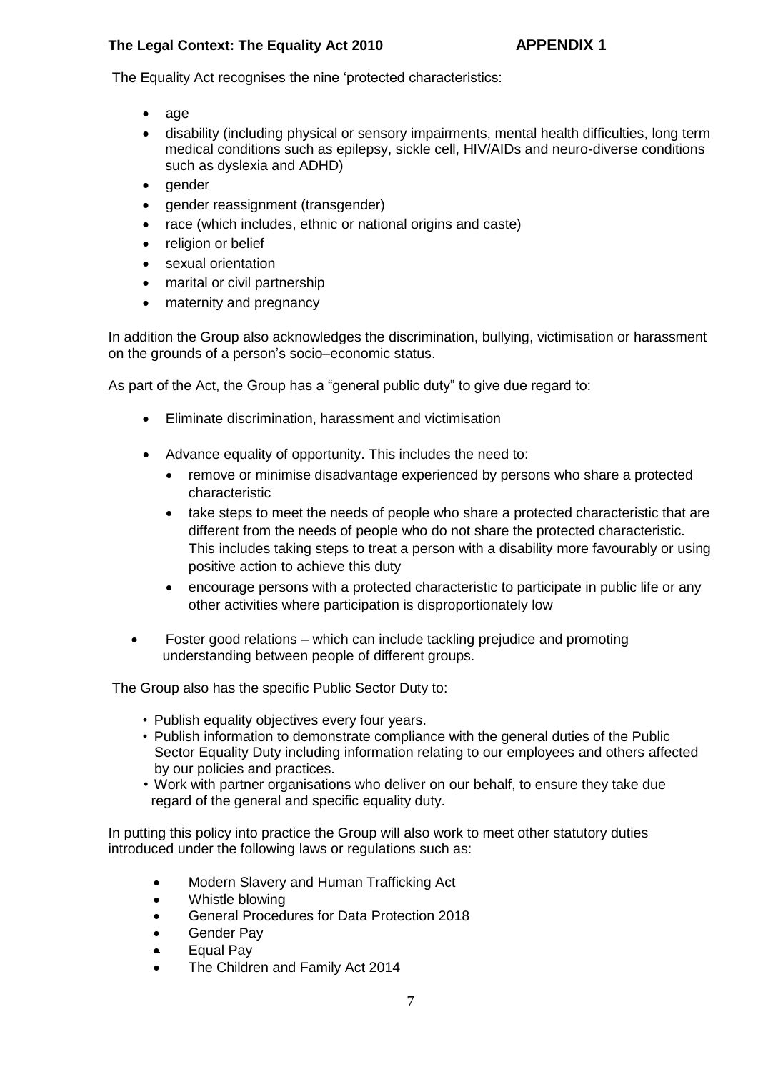## The Legal Context: The Equality Act 2010 **APPENDIX 1**

The Equality Act recognises the nine 'protected characteristics:

- age
- disability (including physical or sensory impairments, mental health difficulties, long term medical conditions such as epilepsy, sickle cell, HIV/AIDs and neuro-diverse conditions such as dyslexia and ADHD)
- gender
- gender reassignment (transgender)
- race (which includes, ethnic or national origins and caste)
- religion or belief
- sexual orientation
- marital or civil partnership
- maternity and pregnancy

In addition the Group also acknowledges the discrimination, bullying, victimisation or harassment on the grounds of a person's socio–economic status.

As part of the Act, the Group has a "general public duty" to give due regard to:

- Eliminate discrimination, harassment and victimisation
- Advance equality of opportunity. This includes the need to:
  - remove or minimise disadvantage experienced by persons who share a protected characteristic
  - take steps to meet the needs of people who share a protected characteristic that are different from the needs of people who do not share the protected characteristic. This includes taking steps to treat a person with a disability more favourably or using positive action to achieve this duty
  - encourage persons with a protected characteristic to participate in public life or any other activities where participation is disproportionately low
- Foster good relations – which can include tackling prejudice and promoting understanding between people of different groups.

The Group also has the specific Public Sector Duty to:

- Publish equality objectives every four years.
- Publish information to demonstrate compliance with the general duties of the Public Sector Equality Duty including information relating to our employees and others affected by our policies and practices.
- Work with partner organisations who deliver on our behalf, to ensure they take due regard of the general and specific equality duty.

In putting this policy into practice the Group will also work to meet other statutory duties introduced under the following laws or regulations such as:

- Modern Slavery and Human Trafficking Act
- Whistle blowing
- General Procedures for Data Protection 2018
- Gender Pay
- Equal Pay
- The Children and Family Act 2014